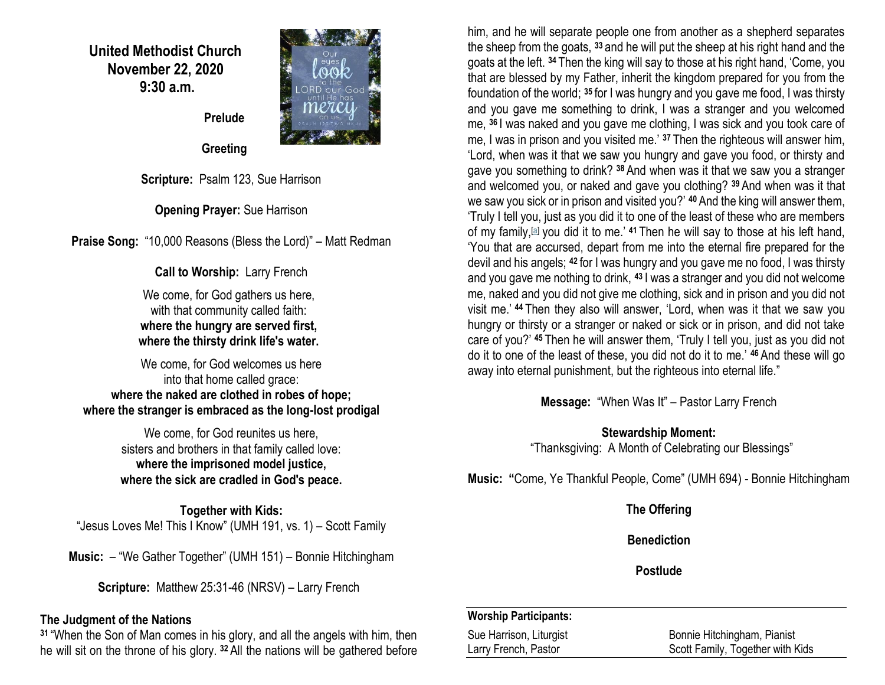**United Methodist Church**
**November 22, 2020**
**9:30 a.m.**

**Prelude**

**Greeting**

**Scripture:** Psalm 123, Sue Harrison

**Opening Prayer:** Sue Harrison

**Praise Song:** "10,000 Reasons (Bless the Lord)" – Matt Redman

**Call to Worship:** Larry French

We come, for God gathers us here,
with that community called faith:
**where the hungry are served first,**
**where the thirsty drink life's water.**

We come, for God welcomes us here
into that home called grace:
**where the naked are clothed in robes of hope;**
**where the stranger is embraced as the long-lost prodigal**

We come, for God reunites us here,
sisters and brothers in that family called love:
**where the imprisoned model justice,**
**where the sick are cradled in God's peace.**

**Together with Kids:**
"Jesus Loves Me! This I Know" (UMH 191, vs. 1) – Scott Family

**Music:** – "We Gather Together" (UMH 151) – Bonnie Hitchingham

**Scripture:** Matthew 25:31-46 (NRSV) – Larry French

**The Judgment of the Nations**

**31** "When the Son of Man comes in his glory, and all the angels with him, then he will sit on the throne of his glory. **32** All the nations will be gathered before him, and he will separate people one from another as a shepherd separates the sheep from the goats, **33** and he will put the sheep at his right hand and the goats at the left. **34** Then the king will say to those at his right hand, 'Come, you that are blessed by my Father, inherit the kingdom prepared for you from the foundation of the world; **35** for I was hungry and you gave me food, I was thirsty and you gave me something to drink, I was a stranger and you welcomed me, **36** I was naked and you gave me clothing, I was sick and you took care of me, I was in prison and you visited me.' **37** Then the righteous will answer him, 'Lord, when was it that we saw you hungry and gave you food, or thirsty and gave you something to drink? **38** And when was it that we saw you a stranger and welcomed you, or naked and gave you clothing? **39** And when was it that we saw you sick or in prison and visited you?' **40** And the king will answer them, 'Truly I tell you, just as you did it to one of the least of these who are members of my family,[a] you did it to me.' **41** Then he will say to those at his left hand, 'You that are accursed, depart from me into the eternal fire prepared for the devil and his angels; **42** for I was hungry and you gave me no food, I was thirsty and you gave me nothing to drink, **43** I was a stranger and you did not welcome me, naked and you did not give me clothing, sick and in prison and you did not visit me.' **44** Then they also will answer, 'Lord, when was it that we saw you hungry or thirsty or a stranger or naked or sick or in prison, and did not take care of you?' **45** Then he will answer them, 'Truly I tell you, just as you did not do it to one of the least of these, you did not do it to me.' **46** And these will go away into eternal punishment, but the righteous into eternal life."

**Message:** "When Was It" – Pastor Larry French

**Stewardship Moment:**
"Thanksgiving: A Month of Celebrating our Blessings"

**Music: "**Come, Ye Thankful People, Come" (UMH 694) - Bonnie Hitchingham

**The Offering**

**Benediction**

**Postlude**

**Worship Participants:**

| | |
|---|---|
| Sue Harrison, Liturgist | Bonnie Hitchingham, Pianist |
| Larry French, Pastor | Scott Family, Together with Kids |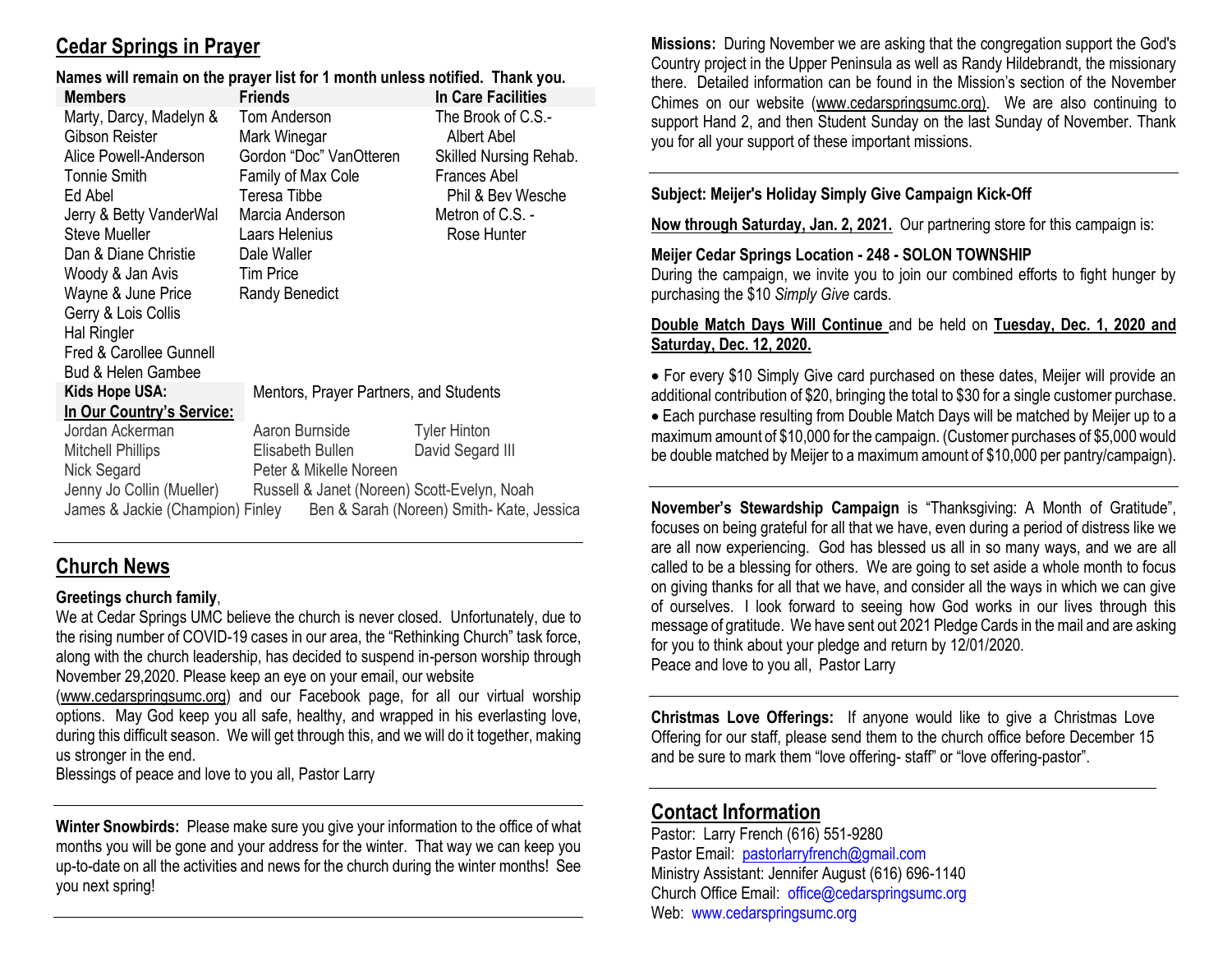## Cedar Springs in Prayer

**Names will remain on the prayer list for 1 month unless notified. Thank you.**

| Members | Friends | In Care Facilities |
|---|---|---|
| Marty, Darcy, Madelyn & Gibson Reister | Tom Anderson | The Brook of C.S.- Albert Abel |
| Alice Powell-Anderson | Mark Winegar | Skilled Nursing Rehab. |
| Tonnie Smith | Gordon "Doc" VanOtteren | Frances Abel |
| Ed Abel | Family of Max Cole | Phil & Bev Wesche |
| Jerry & Betty VanderWal | Teresa Tibbe | Metron of C.S. - Rose Hunter |
| Steve Mueller | Marcia Anderson | |
| Dan & Diane Christie | Laars Helenius | |
| Woody & Jan Avis | Dale Waller | |
| Wayne & June Price | Tim Price | |
| Gerry & Lois Collis | Randy Benedict | |
| Hal Ringler | | |
| Fred & Carollee Gunnell | | |
| Bud & Helen Gambee | | |

**Kids Hope USA:** Mentors, Prayer Partners, and Students

**<u>In Our Country's Service:</u>**

Jordan Ackerman, Aaron Burnside, Tyler Hinton
Mitchell Phillips, Elisabeth Bullen, David Segard III
Nick Segard, Peter & Mikelle Noreen
Jenny Jo Collin (Mueller), Russell & Janet (Noreen) Scott-Evelyn, Noah
James & Jackie (Champion) Finley, Ben & Sarah (Noreen) Smith- Kate, Jessica

## Church News

**Greetings church family**,

We at Cedar Springs UMC believe the church is never closed. Unfortunately, due to the rising number of COVID-19 cases in our area, the "Rethinking Church" task force, along with the church leadership, has decided to suspend in-person worship through November 29,2020. Please keep an eye on your email, our website (www.cedarspringsumc.org) and our Facebook page, for all our virtual worship options. May God keep you all safe, healthy, and wrapped in his everlasting love, during this difficult season. We will get through this, and we will do it together, making us stronger in the end.

Blessings of peace and love to you all, Pastor Larry

**Winter Snowbirds:** Please make sure you give your information to the office of what months you will be gone and your address for the winter. That way we can keep you up-to-date on all the activities and news for the church during the winter months! See you next spring!

**Missions:** During November we are asking that the congregation support the God's Country project in the Upper Peninsula as well as Randy Hildebrandt, the missionary there. Detailed information can be found in the Mission's section of the November Chimes on our website (www.cedarspringsumc.org). We are also continuing to support Hand 2, and then Student Sunday on the last Sunday of November. Thank you for all your support of these important missions.

**Subject: Meijer's Holiday Simply Give Campaign Kick-Off**

**<u>Now through Saturday, Jan. 2, 2021.</u>** Our partnering store for this campaign is:

**Meijer Cedar Springs Location - 248 - SOLON TOWNSHIP**

During the campaign, we invite you to join our combined efforts to fight hunger by purchasing the $10 *Simply Give* cards.

**<u>Double Match Days Will Continue</u>** and be held on **<u>Tuesday, Dec. 1, 2020 and Saturday, Dec. 12, 2020.</u>**

- For every $10 Simply Give card purchased on these dates, Meijer will provide an additional contribution of $20, bringing the total to $30 for a single customer purchase.
- Each purchase resulting from Double Match Days will be matched by Meijer up to a maximum amount of $10,000 for the campaign. (Customer purchases of $5,000 would be double matched by Meijer to a maximum amount of $10,000 per pantry/campaign).

**November's Stewardship Campaign** is "Thanksgiving: A Month of Gratitude", focuses on being grateful for all that we have, even during a period of distress like we are all now experiencing. God has blessed us all in so many ways, and we are all called to be a blessing for others. We are going to set aside a whole month to focus on giving thanks for all that we have, and consider all the ways in which we can give of ourselves. I look forward to seeing how God works in our lives through this message of gratitude. We have sent out 2021 Pledge Cards in the mail and are asking for you to think about your pledge and return by 12/01/2020.

Peace and love to you all, Pastor Larry

**Christmas Love Offerings:** If anyone would like to give a Christmas Love Offering for our staff, please send them to the church office before December 15 and be sure to mark them "love offering- staff" or "love offering-pastor".

## Contact Information

Pastor: Larry French (616) 551-9280
Pastor Email: pastorlarryfrench@gmail.com
Ministry Assistant: Jennifer August (616) 696-1140
Church Office Email: office@cedarspringsumc.org
Web: www.cedarspringsumc.org